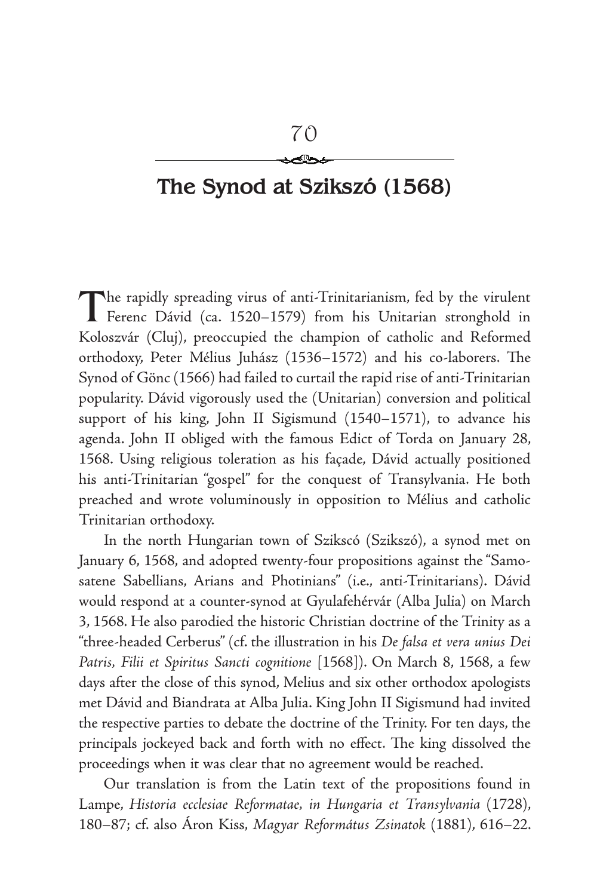# 70

## The Synod at Szikszó (1568)

The rapidly spreading virus of anti-Trinitarianism, fed by the virulent Ferenc Dávid (ca. 1520–1579) from his Unitarian stronghold in Koloszvár (Cluj), preoccupied the champion of catholic and Reformed orthodoxy, Peter Mélius Juhász (1536–1572) and his co-laborers. The Synod of Gönc (1566) had failed to curtail the rapid rise of anti-Trinitarian popularity. Dávid vigorously used the (Unitarian) conversion and political support of his king, John II Sigismund (1540–1571), to advance his agenda. John II obliged with the famous Edict of Torda on January 28, 1568. Using religious toleration as his façade, Dávid actually positioned his anti-Trinitarian "gospel" for the conquest of Transylvania. He both preached and wrote voluminously in opposition to Mélius and catholic Trinitarian orthodoxy.

In the north Hungarian town of Szikscó (Szikszó), a synod met on January 6, 1568, and adopted twenty-four propositions against the "Samosatene Sabellians, Arians and Photinians" (i.e., anti-Trinitarians). Dávid would respond at a counter-synod at Gyulafehérvár (Alba Julia) on March 3, 1568. He also parodied the historic Christian doctrine of the Trinity as a "three-headed Cerberus" (cf. the illustration in his *De falsa et vera unius Dei Patris, Filii et Spiritus Sancti cognitione* [1568]). On March 8, 1568, a few days after the close of this synod, Melius and six other orthodox apologists met Dávid and Biandrata at Alba Julia. King John II Sigismund had invited the respective parties to debate the doctrine of the Trinity. For ten days, the principals jockeyed back and forth with no effect. The king dissolved the proceedings when it was clear that no agreement would be reached.

Our translation is from the Latin text of the propositions found in Lampe, *Historia ecclesiae Reformatae, in Hungaria et Transylvania* (1728), 180–87; cf. also Áron Kiss, *Magyar Református Zsinatok* (1881), 616–22.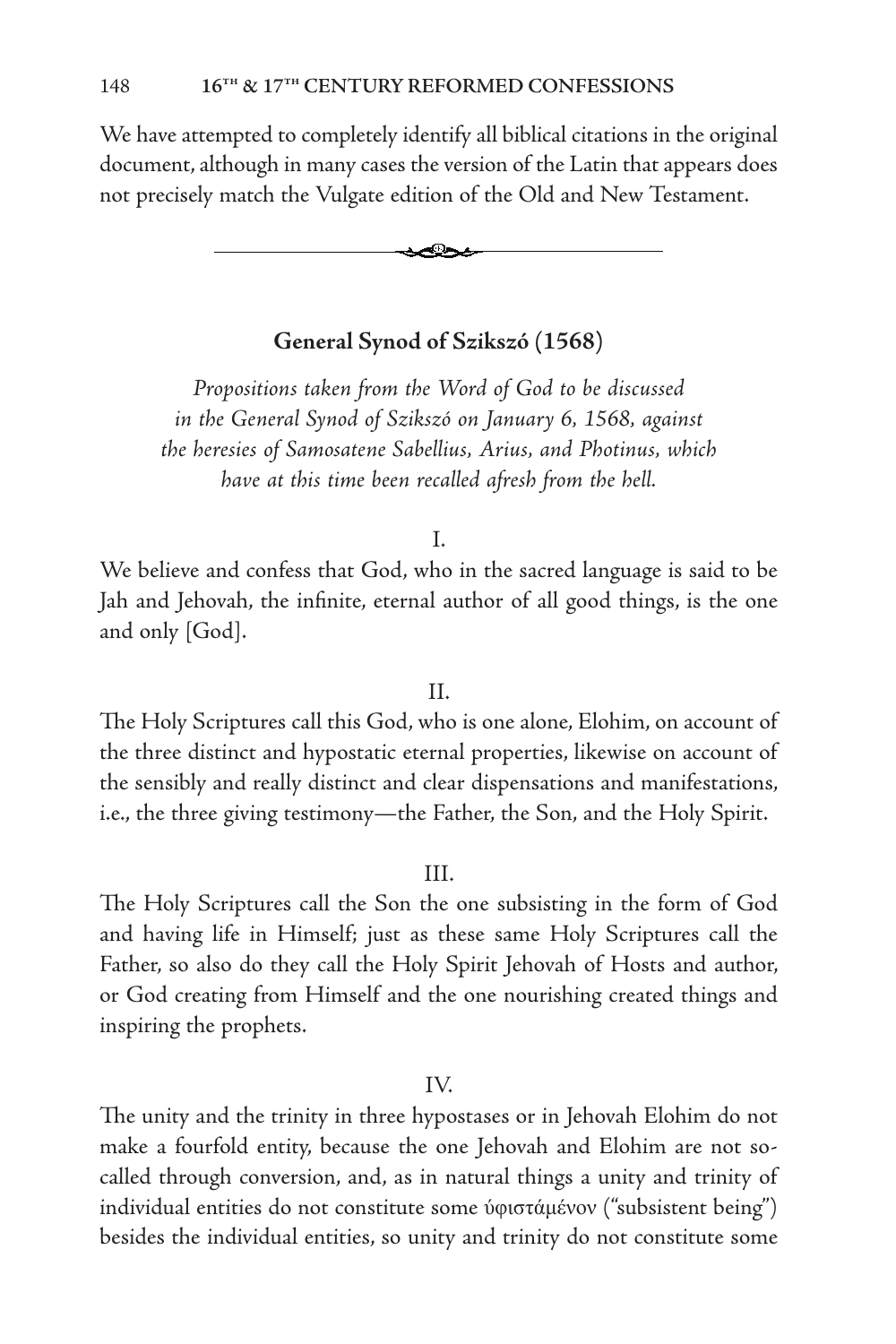We have attempted to completely identify all biblical citations in the original document, although in many cases the version of the Latin that appears does not precisely match the Vulgate edition of the Old and New Testament.

---

## General Synod of Szikszó (1568)

*Propositions taken from the Word of God to be discussed in the General Synod of Szikszó on January 6, 1568, against the heresies of Samosatene Sabellius, Arius, and Photinus, which have at this time been recalled afresh from the hell.*

I.

We believe and confess that God, who in the sacred language is said to be Jah and Jehovah, the infinite, eternal author of all good things, is the one and only [God].

II.

The Holy Scriptures call this God, who is one alone, Elohim, on account of the three distinct and hypostatic eternal properties, likewise on account of the sensibly and really distinct and clear dispensations and manifestations, i.e., the three giving testimony—the Father, the Son, and the Holy Spirit.

III.

The Holy Scriptures call the Son the one subsisting in the form of God and having life in Himself; just as these same Holy Scriptures call the Father, so also do they call the Holy Spirit Jehovah of Hosts and author, or God creating from Himself and the one nourishing created things and inspiring the prophets.

IV.

The unity and the trinity in three hypostases or in Jehovah Elohim do not make a fourfold entity, because the one Jehovah and Elohim are not so-called through conversion, and, as in natural things a unity and trinity of individual entities do not constitute some ὑφιστάμένον ("subsistent being") besides the individual entities, so unity and trinity do not constitute some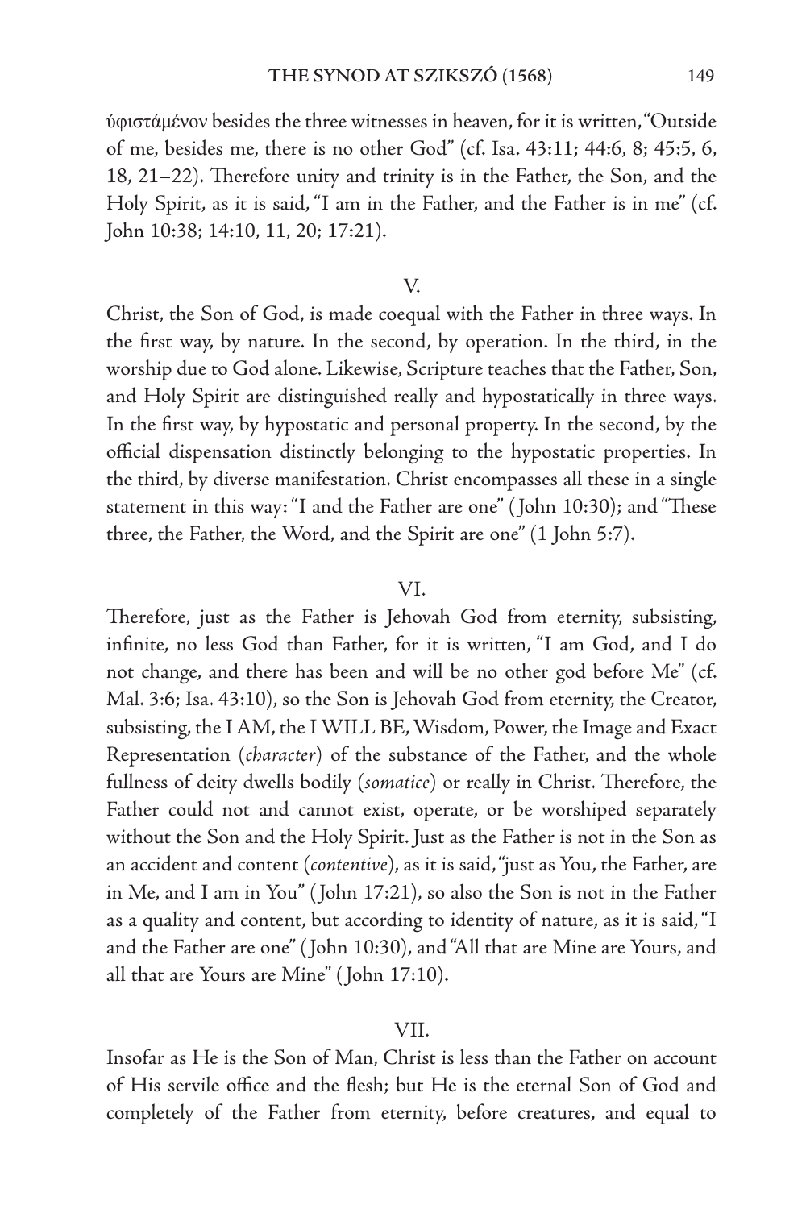ὑφιστάμένον besides the three witnesses in heaven, for it is written, "Outside of me, besides me, there is no other God" (cf. Isa. 43:11; 44:6, 8; 45:5, 6, 18, 21–22). Therefore unity and trinity is in the Father, the Son, and the Holy Spirit, as it is said, "I am in the Father, and the Father is in me" (cf. John 10:38; 14:10, 11, 20; 17:21).

V.

Christ, the Son of God, is made coequal with the Father in three ways. In the first way, by nature. In the second, by operation. In the third, in the worship due to God alone. Likewise, Scripture teaches that the Father, Son, and Holy Spirit are distinguished really and hypostatically in three ways. In the first way, by hypostatic and personal property. In the second, by the official dispensation distinctly belonging to the hypostatic properties. In the third, by diverse manifestation. Christ encompasses all these in a single statement in this way: "I and the Father are one" (John 10:30); and "These three, the Father, the Word, and the Spirit are one" (1 John 5:7).

VI.

Therefore, just as the Father is Jehovah God from eternity, subsisting, infinite, no less God than Father, for it is written, "I am God, and I do not change, and there has been and will be no other god before Me" (cf. Mal. 3:6; Isa. 43:10), so the Son is Jehovah God from eternity, the Creator, subsisting, the I AM, the I WILL BE, Wisdom, Power, the Image and Exact Representation (*character*) of the substance of the Father, and the whole fullness of deity dwells bodily (*somatice*) or really in Christ. Therefore, the Father could not and cannot exist, operate, or be worshiped separately without the Son and the Holy Spirit. Just as the Father is not in the Son as an accident and content (*contentive*), as it is said, "just as You, the Father, are in Me, and I am in You" (John 17:21), so also the Son is not in the Father as a quality and content, but according to identity of nature, as it is said, "I and the Father are one" (John 10:30), and "All that are Mine are Yours, and all that are Yours are Mine" (John 17:10).

VII.

Insofar as He is the Son of Man, Christ is less than the Father on account of His servile office and the flesh; but He is the eternal Son of God and completely of the Father from eternity, before creatures, and equal to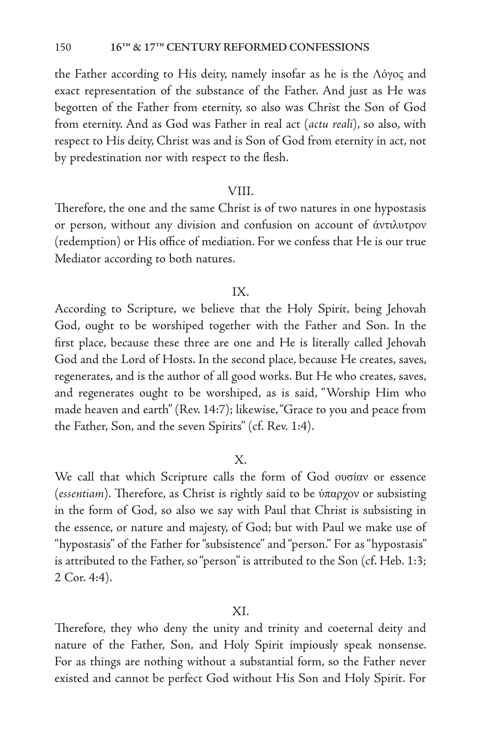the Father according to His deity, namely insofar as he is the Λόγος and exact representation of the substance of the Father. And just as He was begotten of the Father from eternity, so also was Christ the Son of God from eternity. And as God was Father in real act (*actu reali*), so also, with respect to His deity, Christ was and is Son of God from eternity in act, not by predestination nor with respect to the flesh.

VIII.

Therefore, the one and the same Christ is of two natures in one hypostasis or person, without any division and confusion on account of ἀντίλυτρον (redemption) or His office of mediation. For we confess that He is our true Mediator according to both natures.

IX.

According to Scripture, we believe that the Holy Spirit, being Jehovah God, ought to be worshiped together with the Father and Son. In the first place, because these three are one and He is literally called Jehovah God and the Lord of Hosts. In the second place, because He creates, saves, regenerates, and is the author of all good works. But He who creates, saves, and regenerates ought to be worshiped, as is said, "Worship Him who made heaven and earth" (Rev. 14:7); likewise, "Grace to you and peace from the Father, Son, and the seven Spirits" (cf. Rev. 1:4).

X.

We call that which Scripture calls the form of God ουσίαν or essence (*essentiam*). Therefore, as Christ is rightly said to be ὑπαρχον or subsisting in the form of God, so also we say with Paul that Christ is subsisting in the essence, or nature and majesty, of God; but with Paul we make use of "hypostasis" of the Father for "subsistence" and "person." For as "hypostasis" is attributed to the Father, so "person" is attributed to the Son (cf. Heb. 1:3; 2 Cor. 4:4).

XI.

Therefore, they who deny the unity and trinity and coeternal deity and nature of the Father, Son, and Holy Spirit impiously speak nonsense. For as things are nothing without a substantial form, so the Father never existed and cannot be perfect God without His Son and Holy Spirit. For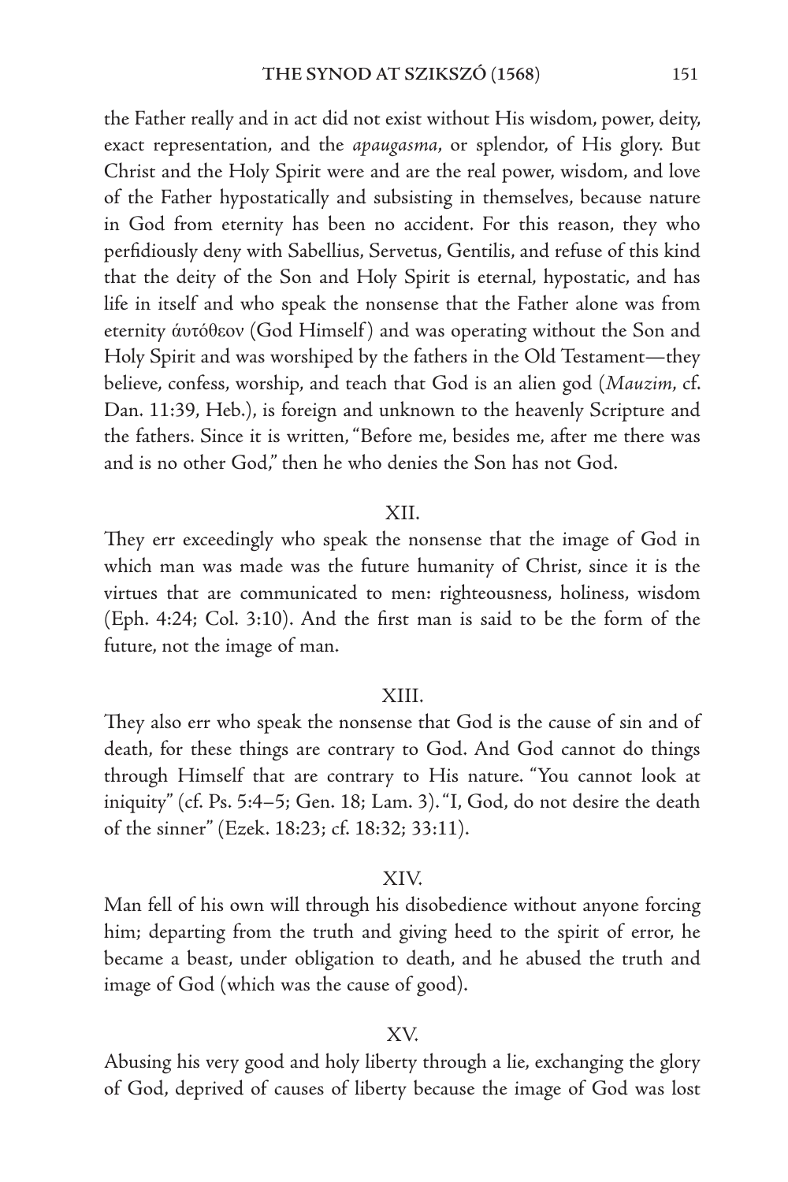the Father really and in act did not exist without His wisdom, power, deity, exact representation, and the *apaugasma*, or splendor, of His glory. But Christ and the Holy Spirit were and are the real power, wisdom, and love of the Father hypostatically and subsisting in themselves, because nature in God from eternity has been no accident. For this reason, they who perfidiously deny with Sabellius, Servetus, Gentilis, and refuse of this kind that the deity of the Son and Holy Spirit is eternal, hypostatic, and has life in itself and who speak the nonsense that the Father alone was from eternity άυτόθεον (God Himself) and was operating without the Son and Holy Spirit and was worshiped by the fathers in the Old Testament—they believe, confess, worship, and teach that God is an alien god (*Mauzim*, cf. Dan. 11:39, Heb.), is foreign and unknown to the heavenly Scripture and the fathers. Since it is written, "Before me, besides me, after me there was and is no other God," then he who denies the Son has not God.

XII.

They err exceedingly who speak the nonsense that the image of God in which man was made was the future humanity of Christ, since it is the virtues that are communicated to men: righteousness, holiness, wisdom (Eph. 4:24; Col. 3:10). And the first man is said to be the form of the future, not the image of man.

XIII.

They also err who speak the nonsense that God is the cause of sin and of death, for these things are contrary to God. And God cannot do things through Himself that are contrary to His nature. "You cannot look at iniquity" (cf. Ps. 5:4–5; Gen. 18; Lam. 3). "I, God, do not desire the death of the sinner" (Ezek. 18:23; cf. 18:32; 33:11).

XIV.

Man fell of his own will through his disobedience without anyone forcing him; departing from the truth and giving heed to the spirit of error, he became a beast, under obligation to death, and he abused the truth and image of God (which was the cause of good).

XV.

Abusing his very good and holy liberty through a lie, exchanging the glory of God, deprived of causes of liberty because the image of God was lost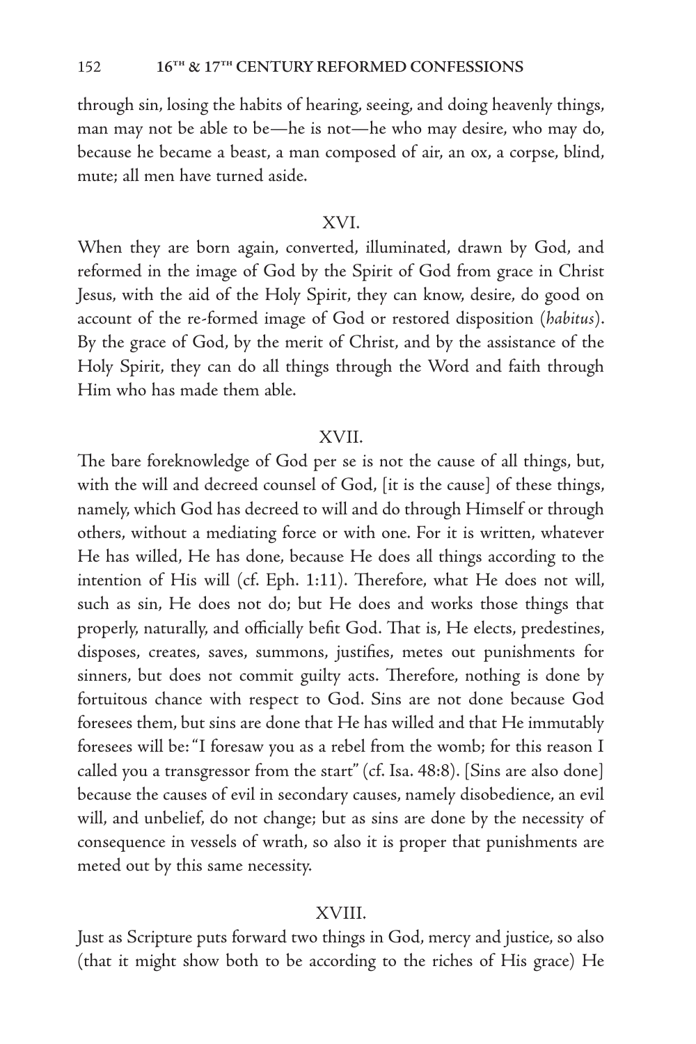through sin, losing the habits of hearing, seeing, and doing heavenly things, man may not be able to be—he is not—he who may desire, who may do, because he became a beast, a man composed of air, an ox, a corpse, blind, mute; all men have turned aside.

## XVI.

When they are born again, converted, illuminated, drawn by God, and reformed in the image of God by the Spirit of God from grace in Christ Jesus, with the aid of the Holy Spirit, they can know, desire, do good on account of the re-formed image of God or restored disposition (*habitus*). By the grace of God, by the merit of Christ, and by the assistance of the Holy Spirit, they can do all things through the Word and faith through Him who has made them able.

## XVII.

The bare foreknowledge of God per se is not the cause of all things, but, with the will and decreed counsel of God, [it is the cause] of these things, namely, which God has decreed to will and do through Himself or through others, without a mediating force or with one. For it is written, whatever He has willed, He has done, because He does all things according to the intention of His will (cf. Eph. 1:11). Therefore, what He does not will, such as sin, He does not do; but He does and works those things that properly, naturally, and officially befit God. That is, He elects, predestines, disposes, creates, saves, summons, justifies, metes out punishments for sinners, but does not commit guilty acts. Therefore, nothing is done by fortuitous chance with respect to God. Sins are not done because God foresees them, but sins are done that He has willed and that He immutably foresees will be: "I foresaw you as a rebel from the womb; for this reason I called you a transgressor from the start" (cf. Isa. 48:8). [Sins are also done] because the causes of evil in secondary causes, namely disobedience, an evil will, and unbelief, do not change; but as sins are done by the necessity of consequence in vessels of wrath, so also it is proper that punishments are meted out by this same necessity.

## XVIII.

Just as Scripture puts forward two things in God, mercy and justice, so also (that it might show both to be according to the riches of His grace) He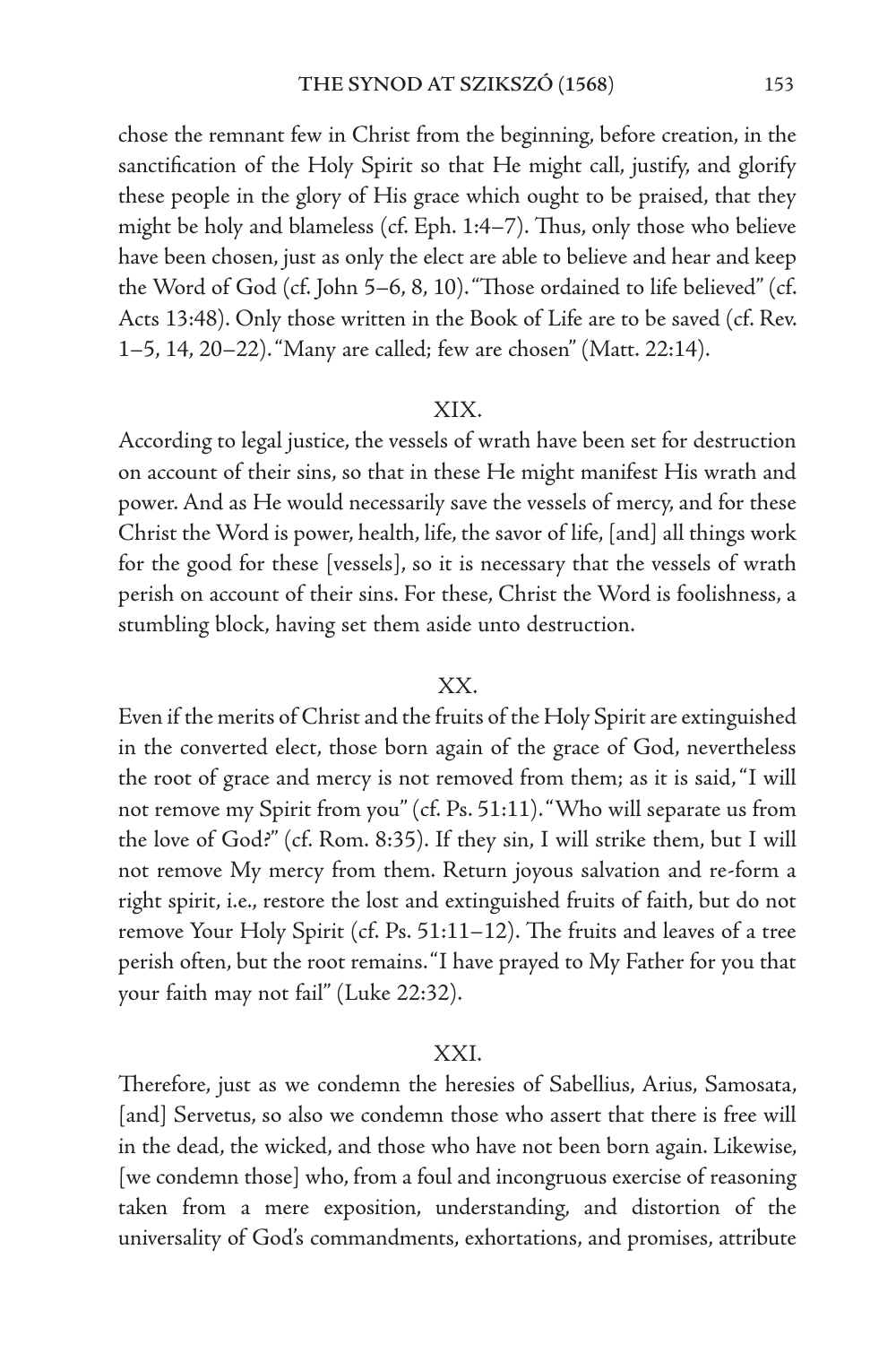chose the remnant few in Christ from the beginning, before creation, in the sanctification of the Holy Spirit so that He might call, justify, and glorify these people in the glory of His grace which ought to be praised, that they might be holy and blameless (cf. Eph. 1:4–7). Thus, only those who believe have been chosen, just as only the elect are able to believe and hear and keep the Word of God (cf. John 5–6, 8, 10). "Those ordained to life believed" (cf. Acts 13:48). Only those written in the Book of Life are to be saved (cf. Rev. 1–5, 14, 20–22). "Many are called; few are chosen" (Matt. 22:14).

## XIX.

According to legal justice, the vessels of wrath have been set for destruction on account of their sins, so that in these He might manifest His wrath and power. And as He would necessarily save the vessels of mercy, and for these Christ the Word is power, health, life, the savor of life, [and] all things work for the good for these [vessels], so it is necessary that the vessels of wrath perish on account of their sins. For these, Christ the Word is foolishness, a stumbling block, having set them aside unto destruction.

## XX.

Even if the merits of Christ and the fruits of the Holy Spirit are extinguished in the converted elect, those born again of the grace of God, nevertheless the root of grace and mercy is not removed from them; as it is said, "I will not remove my Spirit from you" (cf. Ps. 51:11). "Who will separate us from the love of God?" (cf. Rom. 8:35). If they sin, I will strike them, but I will not remove My mercy from them. Return joyous salvation and re-form a right spirit, i.e., restore the lost and extinguished fruits of faith, but do not remove Your Holy Spirit (cf. Ps. 51:11–12). The fruits and leaves of a tree perish often, but the root remains. "I have prayed to My Father for you that your faith may not fail" (Luke 22:32).

## XXI.

Therefore, just as we condemn the heresies of Sabellius, Arius, Samosata, [and] Servetus, so also we condemn those who assert that there is free will in the dead, the wicked, and those who have not been born again. Likewise, [we condemn those] who, from a foul and incongruous exercise of reasoning taken from a mere exposition, understanding, and distortion of the universality of God's commandments, exhortations, and promises, attribute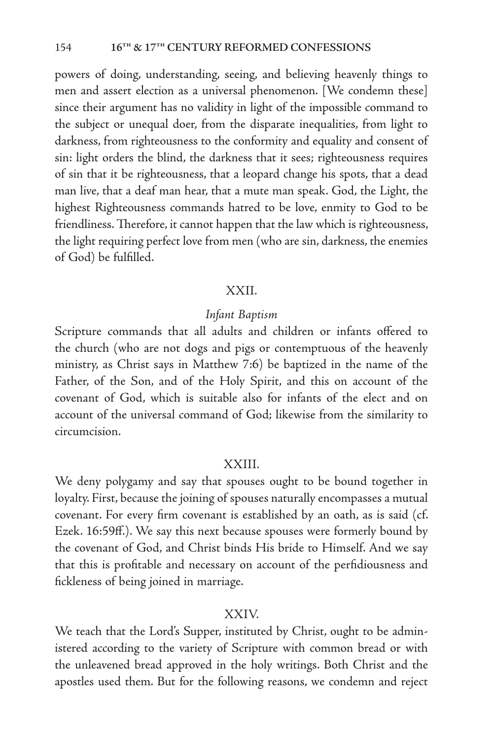powers of doing, understanding, seeing, and believing heavenly things to men and assert election as a universal phenomenon. [We condemn these] since their argument has no validity in light of the impossible command to the subject or unequal doer, from the disparate inequalities, from light to darkness, from righteousness to the conformity and equality and consent of sin: light orders the blind, the darkness that it sees; righteousness requires of sin that it be righteousness, that a leopard change his spots, that a dead man live, that a deaf man hear, that a mute man speak. God, the Light, the highest Righteousness commands hatred to be love, enmity to God to be friendliness. Therefore, it cannot happen that the law which is righteousness, the light requiring perfect love from men (who are sin, darkness, the enemies of God) be fulfilled.

## XXII.

### *Infant Baptism*

Scripture commands that all adults and children or infants offered to the church (who are not dogs and pigs or contemptuous of the heavenly ministry, as Christ says in Matthew 7:6) be baptized in the name of the Father, of the Son, and of the Holy Spirit, and this on account of the covenant of God, which is suitable also for infants of the elect and on account of the universal command of God; likewise from the similarity to circumcision.

## XXIII.

We deny polygamy and say that spouses ought to be bound together in loyalty. First, because the joining of spouses naturally encompasses a mutual covenant. For every firm covenant is established by an oath, as is said (cf. Ezek. 16:59ff.). We say this next because spouses were formerly bound by the covenant of God, and Christ binds His bride to Himself. And we say that this is profitable and necessary on account of the perfidiousness and fickleness of being joined in marriage.

## XXIV.

We teach that the Lord's Supper, instituted by Christ, ought to be administered according to the variety of Scripture with common bread or with the unleavened bread approved in the holy writings. Both Christ and the apostles used them. But for the following reasons, we condemn and reject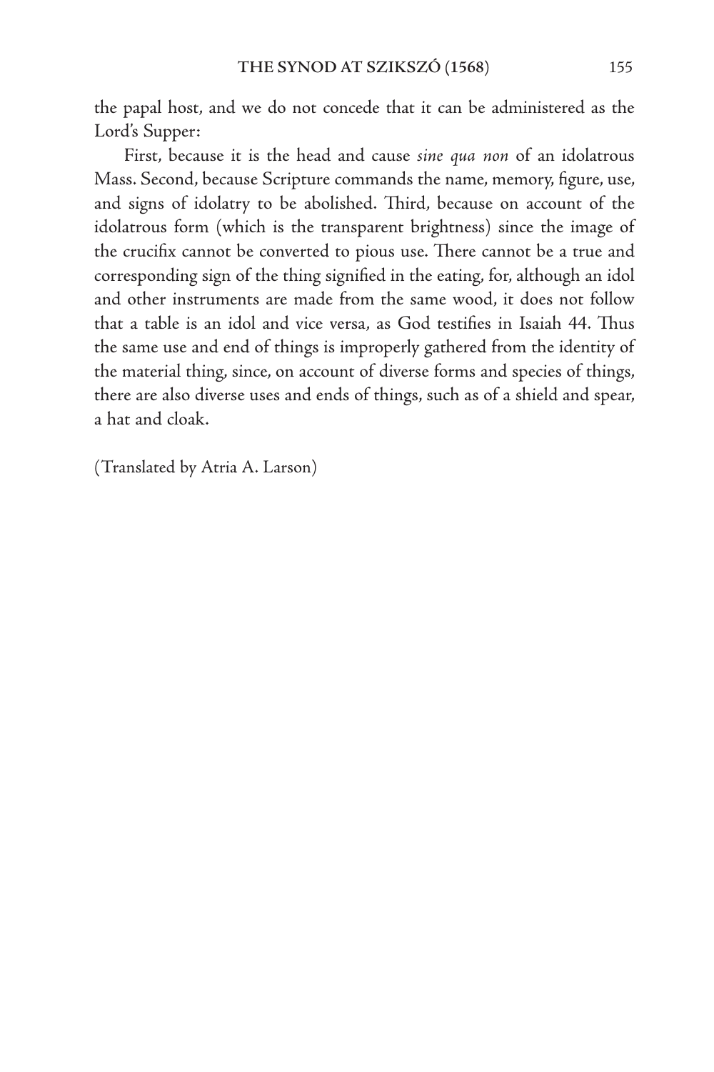the papal host, and we do not concede that it can be administered as the Lord's Supper:

First, because it is the head and cause *sine qua non* of an idolatrous Mass. Second, because Scripture commands the name, memory, figure, use, and signs of idolatry to be abolished. Third, because on account of the idolatrous form (which is the transparent brightness) since the image of the crucifix cannot be converted to pious use. There cannot be a true and corresponding sign of the thing signified in the eating, for, although an idol and other instruments are made from the same wood, it does not follow that a table is an idol and vice versa, as God testifies in Isaiah 44. Thus the same use and end of things is improperly gathered from the identity of the material thing, since, on account of diverse forms and species of things, there are also diverse uses and ends of things, such as of a shield and spear, a hat and cloak.

(Translated by Atria A. Larson)